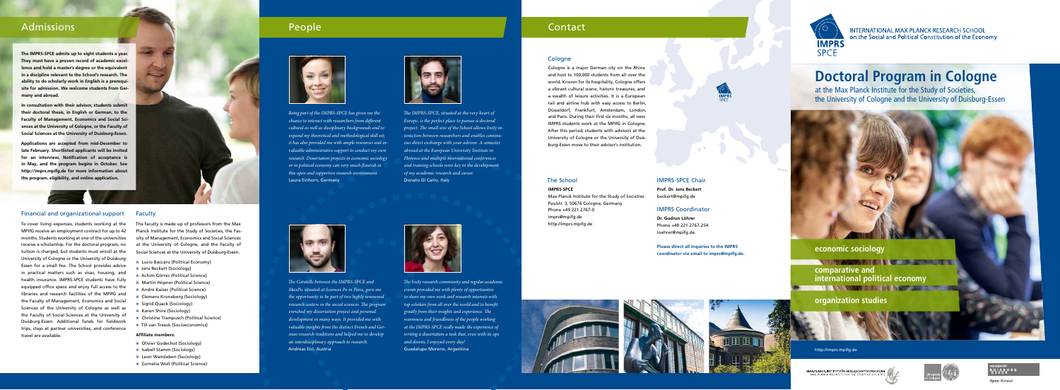## Admissions

**The IMPRS-SPCE admits up to eight students a year. They must have a proven record of academic excellence and hold a master's degree or the equivalent in a discipline relevant to the School's research. The ability to do scholarly work in English is a prerequisite for admission. We welcome students from Germany and abroad.**

**In consultation with their advisor, students submit their doctoral thesis, in English or German, to the Faculty of Management, Economics and Social Sciences at the University of Cologne, or the Faculty of Social Sciences at the University of Duisburg-Essen.**

**Applications are accepted from mid-December to late February. Shortlisted applicants will be invited for an interview. Notification of acceptance is in May, and the program begins in October. See http://imprs.mpifg.de for more information about the program, eligibility, and online application.**

### Financial and organizational support

To cover living expenses, students working at the MPIfG receive an employment contract for up to 42 months. Students working at one of the universities receive a scholarship. For the doctoral program, no tuition is charged, but students must enroll at the University of Cologne or the University of Duisburg-Essen for a small fee. The School provides advice in practical matters such as visas, housing, and health insurance. IMPRS-SPCE students have fully equipped office space and enjoy full access to the libraries and research facilities of the MPIfG and the Faculty of Management, Economics and Social Sciences of the University of Cologne as well as the Faculty of Social Sciences at the University of Duisburg-Essen. Additional funds for fieldwork trips, stays at partner universities, and conference travel are available.

### Faculty

The faculty is made up of professors from the Max Planck Institute for the Study of Societies, the Faculty of Management, Economics and Social Sciences at the University of Cologne, and the Faculty of Social Sciences at the University of Duisburg-Essen.

- Lucio Baccaro (Political Economy)
- Jens Beckert (Sociology)
- Achim Görres (Political Science)
- Martin Höpner (Political Science)
- André Kaiser (Political Science)
- Clemens Kroneberg (Sociology)
- Sigrid Quack (Sociology)
- Karen Shire (Sociology)
- Christine Trampusch (Political Science)
- Till van Treeck (Socioeconomics)

**Affiliate members:**

- Olivier Godechot (Sociology)
- Isabell Stamm (Sociology)
- Leon Wansleben (Sociology)
- Cornelia Woll (Political Science)

## People

*Being part of the IMPRS-SPCE has given me the chance to interact with researchers from different cultural as well as disciplinary backgrounds and to expand my theoretical and methodological skill set; it has also provided me with ample resources and invaluable administrative support to conduct my own research. Dissertation projects in economic sociology or in political economy can very much flourish in this open and supportive research environment.*
Laura Einhorn, Germany

*The IMPRS-SPCE, situated at the very heart of Europe, is the perfect place to pursue a doctoral project. The small size of the School allows lively interaction between researchers and enables continuous direct exchange with your advisor. A semester abroad at the European University Institute in Florence and multiple international conferences and training schools were key to the development of my academic research and career.*
Donato Di Carlo, Italy

*The Cotutelle between the IMPRS-SPCE and MaxPo, situated at Sciences Po in Paris, gave me the opportunity to be part of two highly renowned research centers in the social sciences. The program enriched my dissertation project and personal development in many ways. It provided me with valuable insights from the distinct French and German research traditions and helped me to develop an interdisciplinary approach to research.*
Andreas Eisl, Austria

*The lively research community and regular academic events provided me with plenty of opportunities to share my own work and research interests with top scholars from all over the world and to benefit greatly from their insights and experience. The warmness and friendliness of the people working at the IMPRS-SPCE really made the experience of writing a dissertation a task that, even with its ups and downs, I enjoyed every day!*
Guadalupe Moreno, Argentina

## Contact

### Cologne

Cologne is a major German city on the Rhine and host to 100,000 students from all over the world. Known for its hospitality, Cologne offers a vibrant cultural scene, historic treasures, and a wealth of leisure activities. It is a European rail and airline hub with easy access to Berlin, Düsseldorf, Frankfurt, Amsterdam, London, and Paris. During their first six months, all new IMPRS students work at the MPIfG in Cologne. After this period, students with advisors at the University of Cologne or the University of Duisburg-Essen move to their advisor's institution.

### The School

**IMPRS-SPCE**
Max Planck Institute for the Study of Societies
Paulstr. 3, 50676 Cologne, Germany
Phone +49 221 2767-0
imprs@mpifg.de
http://imprs.mpifg.de

### IMPRS-SPCE Chair

**Prof. Dr. Jens Beckert**
beckert@mpifg.de

### IMPRS Coordinator

**Dr. Gudrun Löhrer**
Phone +49 221 2767-254
loehrer@mpifg.de

**Please direct all inquiries to the IMPRS coordinator via email to imprs@mpifg.de.**

INTERNATIONAL MAX PLANCK RESEARCH SCHOOL on the Social and Political Constitution of the Economy

IMPRS SPCE

# Doctoral Program in Cologne

at the Max Planck Institute for the Study of Societies, the University of Cologne and the University of Duisburg-Essen

**economic sociology**

**comparative and international political economy**

**organization studies**

http://imprs.mpifg.de

MAX-PLANCK-INSTITUT FÜR GESELLSCHAFTSFORSCHUNG
MAX PLANCK INSTITUTE FOR THE STUDY OF SOCIETIES

University of Cologne

UNIVERSITÄT DUISBURG ESSEN
*Open-Minded*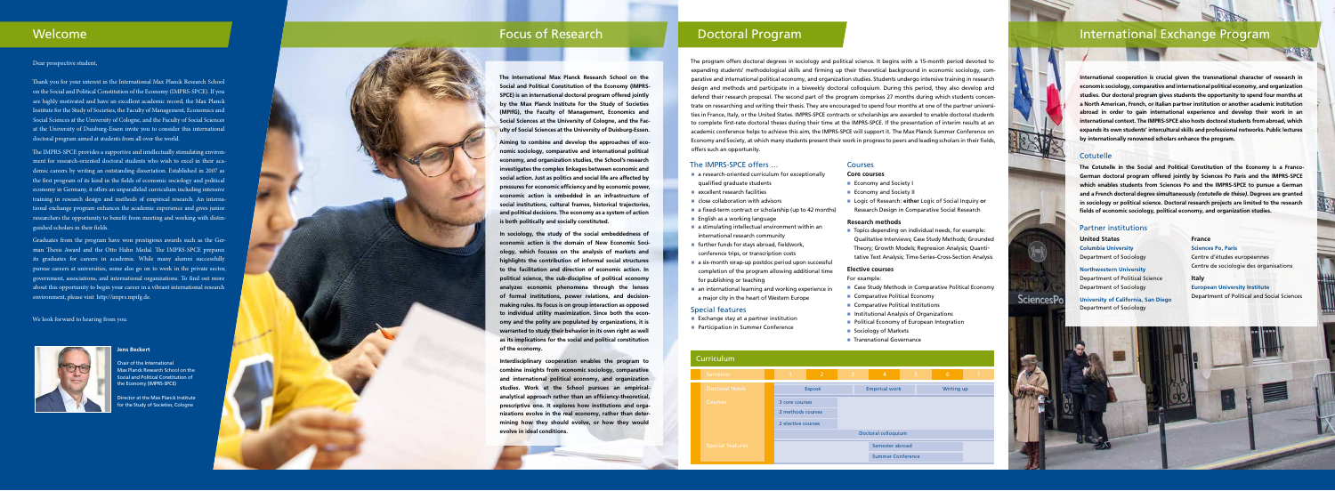## Welcome

Dear prospective student,

Thank you for your interest in the International Max Planck Research School on the Social and Political Constitution of the Economy (IMPRS-SPCE). If you are highly motivated and have an excellent academic record, the Max Planck Institute for the Study of Societies, the Faculty of Management, Economics and Social Sciences at the University of Cologne, and the Faculty of Social Sciences at the University of Duisburg-Essen invite you to consider this international doctoral program aimed at students from all over the world.

The IMPRS-SPCE provides a supportive and intellectually stimulating environment for research-oriented doctoral students who wish to excel in their academic careers by writing an outstanding dissertation. Established in 2007 as the first program of its kind in the fields of economic sociology and political economy in Germany, it offers an unparalleled curriculum including intensive training in research design and methods of empirical research. An international exchange program enhances the academic experience and gives junior researchers the opportunity to benefit from meeting and working with distinguished scholars in their fields.

Graduates from the program have won prestigious awards such as the German Thesis Award and the Otto Hahn Medal. The IMPRS-SPCE prepares its graduates for careers in academia. While many alumni successfully pursue careers at universities, some also go on to work in the private sector, government, associations, and international organizations. To find out more about this opportunity to begin your career in a vibrant international research environment, please visit http://imprs.mpifg.de.

We look forward to hearing from you.

**Jens Beckert**

Chair of the International Max Planck Research School on the Social and Political Constitution of the Economy (IMPRS-SPCE)

Director at the Max Planck Institute for the Study of Societies, Cologne

## Focus of Research

**The International Max Planck Research School on the Social and Political Constitution of the Economy (IMPRS-SPCE) is an international doctoral program offered jointly by the Max Planck Institute for the Study of Societies (MPIfG), the Faculty of Management, Economics and Social Sciences at the University of Cologne, and the Faculty of Social Sciences at the University of Duisburg-Essen.**

**Aiming to combine and develop the approaches of economic sociology, comparative and international political economy, and organization studies, the School's research investigates the complex linkages between economic and social action. Just as politics and social life are affected by pressures for economic efficiency and by economic power, economic action is embedded in an infrastructure of social institutions, cultural frames, historical trajectories, and political decisions. The economy as a system of action is both politically and socially constituted.**

**In sociology, the study of the social embeddedness of economic action is the domain of New Economic Sociology, which focuses on the analysis of markets and highlights the contribution of informal social structures to the facilitation and direction of economic action. In political science, the sub-discipline of political economy analyzes economic phenomena through the lenses of formal institutions, power relations, and decision-making rules. Its focus is on group interaction as opposed to individual utility maximization. Since both the economy and the polity are populated by organizations, it is warranted to study their behavior in its own right as well as its implications for the social and political constitution of the economy.**

**Interdisciplinary cooperation enables the program to combine insights from economic sociology, comparative and international political economy, and organization studies. Work at the School pursues an empirical-analytical approach rather than an efficiency-theoretical, prescriptive one. It explores how institutions and organizations evolve in the real economy, rather than determining how they should evolve, or how they would evolve in ideal conditions.**

## Doctoral Program

The program offers doctoral degrees in sociology and political science. It begins with a 15-month period devoted to expanding students' methodological skills and firming up their theoretical background in economic sociology, comparative and international political economy, and organization studies. Students undergo intensive training in research design and methods and participate in a biweekly doctoral colloquium. During this period, they also develop and defend their research proposal. The second part of the program comprises 27 months during which students concentrate on researching and writing their thesis. They are encouraged to spend four months at one of the partner universities in France, Italy, or the United States. IMPRS-SPCE contracts or scholarships are awarded to enable doctoral students to complete first-rate doctoral theses during their time at the IMPRS-SPCE. If the presentation of interim results at an academic conference helps to achieve this aim, the IMPRS-SPCE will support it. The Max Planck Summer Conference on Economy and Society, at which many students present their work in progress to peers and leading scholars in their fields, offers such an opportunity.

### The IMPRS-SPCE offers …

- a research-oriented curriculum for exceptionally qualified graduate students
- excellent research facilities
- close collaboration with advisors
- a fixed-term contract or scholarship (up to 42 months)
- English as a working language
- a stimulating intellectual environment within an international research community
- further funds for stays abroad, fieldwork, conference trips, or transcription costs
- a six-month wrap-up postdoc period upon successful completion of the program allowing additional time for publishing or teaching
- an international learning and working experience in a major city in the heart of Western Europe

### Special features

- Exchange stay at a partner institution
- Participation in Summer Conference

### Courses

**Core courses**

- Economy and Society I
- Economy and Society II
- Logic of Research: **either** Logic of Social Inquiry **or** Research Design in Comparative Social Research

**Research methods**

- Topics depending on individual needs, for example: Qualitative Interviews; Case Study Methods; Grounded Theory; Growth Models; Regression Analysis; Quantitative Text Analysis; Time-Series-Cross-Section Analysis

**Elective courses**

For example:

- Case Study Methods in Comparative Political Economy
- Comparative Political Economy
- Comparative Political Institutions
- Institutional Analysis of Organizations
- Political Economy of European Integration
- Sociology of Markets
- Transnational Governance

### Curriculum

| Semester | 1 | 2 | 3 | 4 | 5 | 6 | 7 |
|---|---|---|---|---|---|---|---|
| Doctoral thesis | Exposé | | Empirical work | | | Writing up | |
| Courses | 3 core courses | | | | | | |
| | 2 methods courses | | | | | | |
| | 2 elective courses | | | | | | |
| | Doctoral colloquium | | | | | | |
| Special features | | | Semester abroad | | | | |
| | | | Summer Conference | | | | |

## International Exchange Program

**International cooperation is crucial given the transnational character of research in economic sociology, comparative and international political economy, and organization studies. Our doctoral program gives students the opportunity to spend four months at a North American, French, or Italian partner institution or another academic institution abroad in order to gain international experience and develop their work in an international context. The IMPRS-SPCE also hosts doctoral students from abroad, which expands its own students' intercultural skills and professional networks. Public lectures by internationally renowned scholars enhance the program.**

### Cotutelle

**The Cotutelle in the Social and Political Constitution of the Economy is a Franco-German doctoral program offered jointly by Sciences Po Paris and the IMPRS-SPCE which enables students from Sciences Po and the IMPRS-SPCE to pursue a German and a French doctoral degree simultaneously (*cotutelle de thèse*). Degrees are granted in sociology or political science. Doctoral research projects are limited to the research fields of economic sociology, political economy, and organization studies.**

### Partner institutions

**United States**

**Columbia University**
Department of Sociology

**Northwestern University**
Department of Political Science
Department of Sociology

**University of California, San Diego**
Department of Sociology

**France**

**Sciences Po, Paris**
Centre d'études européennes
Centre de sociologie des organisations

**Italy**

**European University Institute**
Department of Political and Social Sciences